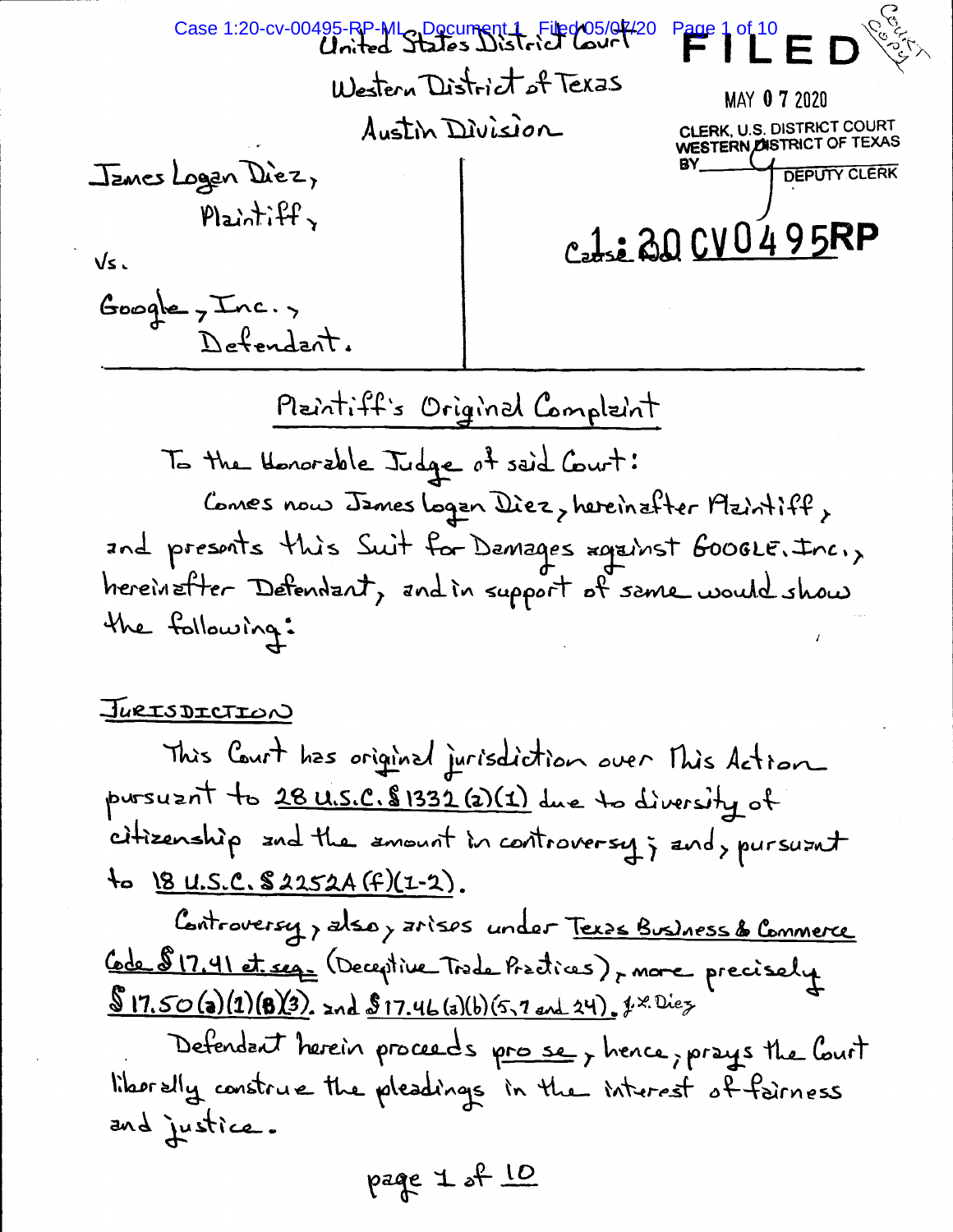United States District Court

Western District of Texas

Austin Division

FILED

MAY 0 7 2020

CLERK, U.S. DISTRICT COURT
WESTERN DISTRICT OF TEXAS

BY ________ DEPUTY CLERK

| | |
|---|---|
| James Logan Diez, Plaintiff, | Cause No. 1:20 CV0495RP |
| vs. | |
| Google, Inc., Defendant. | |

## Plaintiff's Original Complaint

To the Honorable Judge of said Court:

Comes now James Logan Diez, hereinafter Plaintiff, and presents this Suit for Damages against GOOGLE, Inc., hereinafter Defendant, and in support of same would show the following:

### JURISDICTION

This Court has original jurisdiction over This Action pursuant to 28 U.S.C. § 1332 (a)(1) due to diversity of citizenship and the amount in controversy; and, pursuant to 18 U.S.C. § 2252A (f)(1-2).

Controversy, also, arises under Texas Business & Commerce Code § 17.41 et. seq. (Deceptive Trade Practices), more precisely § 17.50 (a)(1)(B)(3). and § 17.46 (a)(b)(5, 7 and 24). J.L. Diez

Defendant herein proceeds pro se, hence, prays the Court liberally construe the pleadings in the interest of fairness and justice.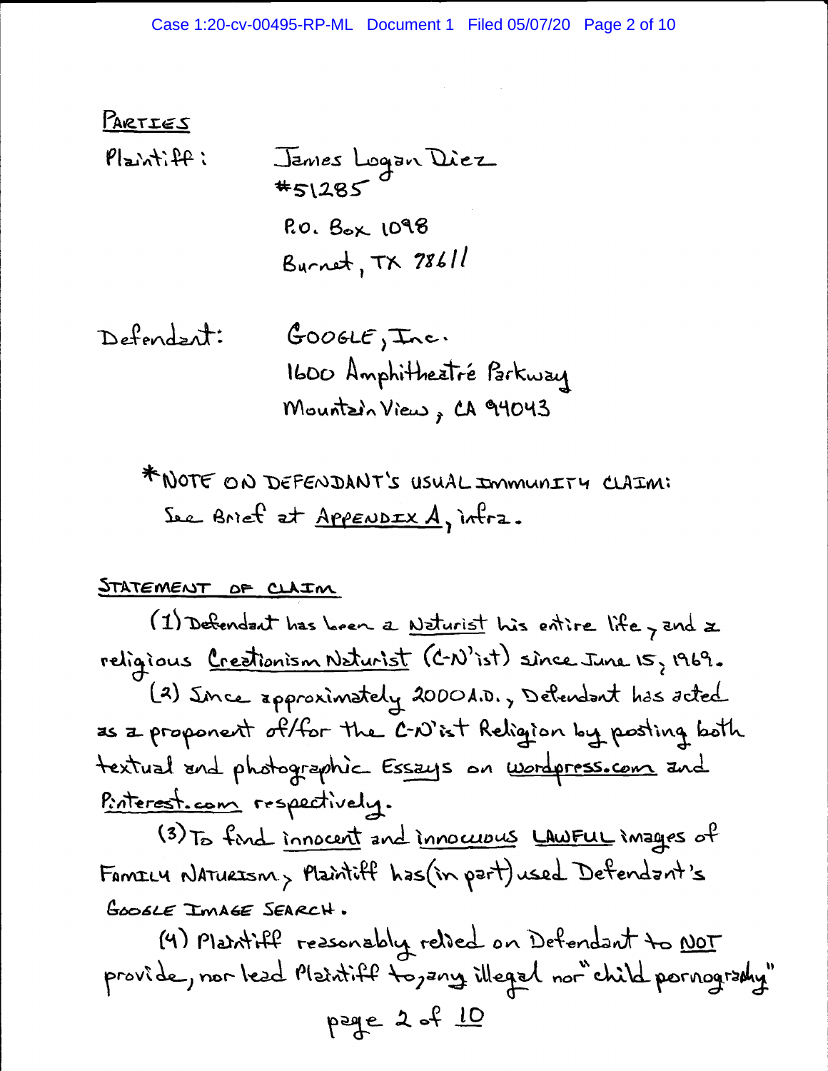## PARTIES

Plaintiff: James Logan Diez
#51285
P.O. Box 1098
Burnet, TX 78611

Defendant: GOOGLE, Inc.
1600 Amphitheatré Parkway
Mountain View, CA 94043

*NOTE ON DEFENDANT'S USUAL IMMUNITY CLAIM:
See Brief at APPENDIX A, infra.

## STATEMENT OF CLAIM

(1) Defendant has been a Naturist his entire life, and a religious Creationism Naturist (C-N'ist) since June 15, 1969.

(2) Since approximately 2000 A.D., Defendant has acted as a proponent of/for the C-N'ist Religion by posting both textual and photographic Essays on wordpress.com and Pinterest.com respectively.

(3) To find innocent and innocuous LAWFUL images of FAMILY NATURISM, Plaintiff has (in part) used Defendant's GOOGLE IMAGE SEARCH.

(4) Plaintiff reasonably relied on Defendant to NOT provide, nor lead Plaintiff to, any illegal nor "child pornography"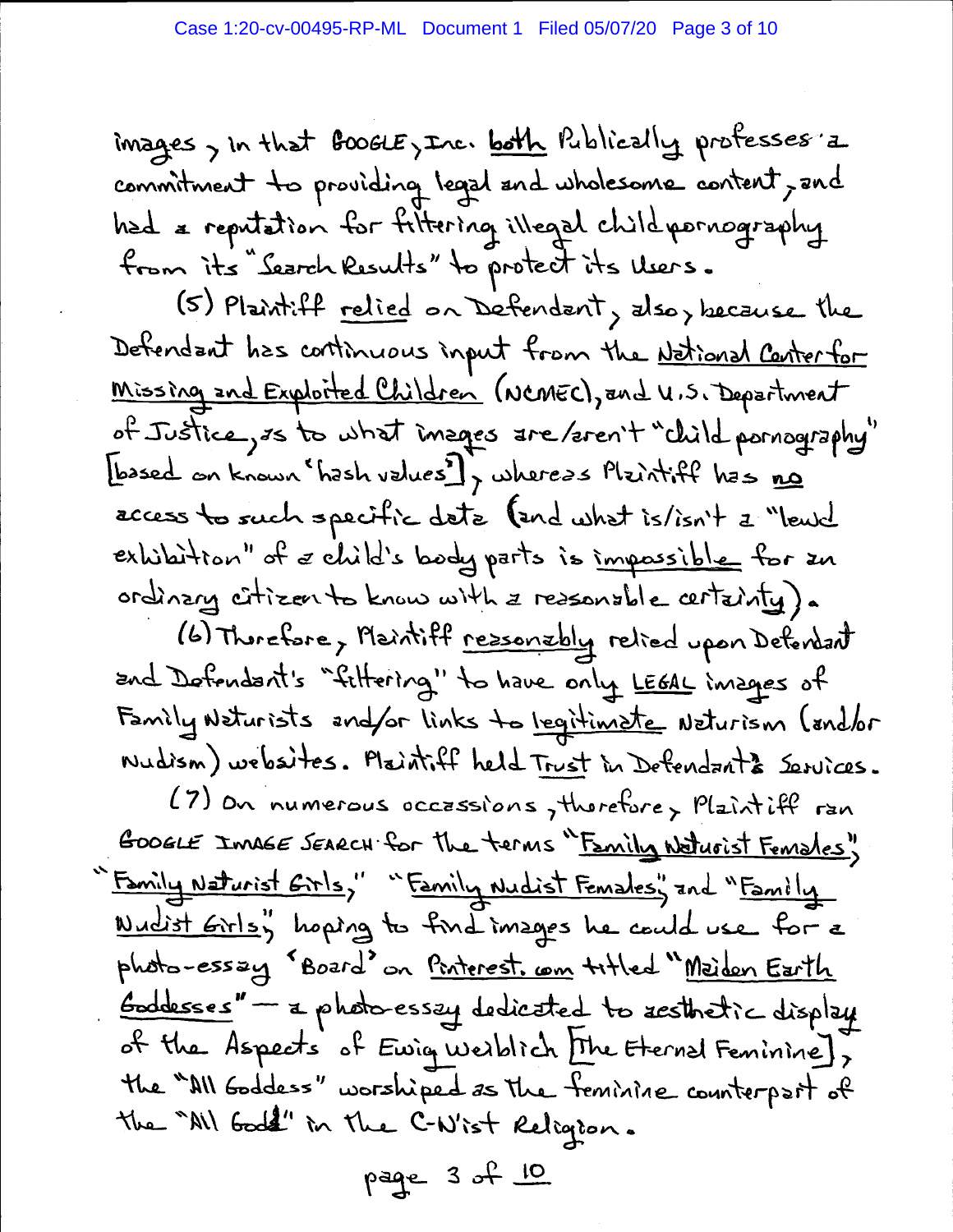images, in that GOOGLE, Inc. <u>both</u> Publicly professes a commitment to providing legal and wholesome content, and had a reputation for filtering illegal child pornography from its "Search Results" to protect its Users.

(5) Plaintiff <u>relied</u> on Defendant, also, because the Defendant has continuous input from the <u>National Center for Missing and Exploited Children</u> (NCMEC), and U.S. Department of Justice, as to what images are/aren't "child pornography" [based on known 'hash values'], whereas Plaintiff has <u>no</u> access to such specific data (and what is/isn't a "lewd exhibition" of a child's body parts is <u>impossible</u> for an ordinary citizen to know with a reasonable certainty).

(6) Therefore, Plaintiff <u>reasonably</u> relied upon Defendant and Defendant's "filtering" to have only <u>LEGAL</u> images of Family Naturists and/or links to <u>legitimate</u> Naturism (and/or Nudism) websites. Plaintiff held <u>Trust</u> in Defendant's Services.

(7) On numerous occassions, therefore, Plaintiff ran GOOGLE IMAGE SEARCH for the terms "<u>Family Naturist Females</u>", "<u>Family Naturist Girls</u>," "<u>Family Nudist Females</u>", and "<u>Family Nudist Girls</u>", hoping to find images he could use for a photo-essay 'Board' on <u>Pinterest.com</u> titled "<u>Maiden Earth Goddesses</u>" — a photo-essay dedicated to aesthetic display of the Aspects of Ewig Weiblich [The Eternal Feminine], the "All Goddess" worshiped as the feminine counterpart of the "All God" in the C-N'ist Religion.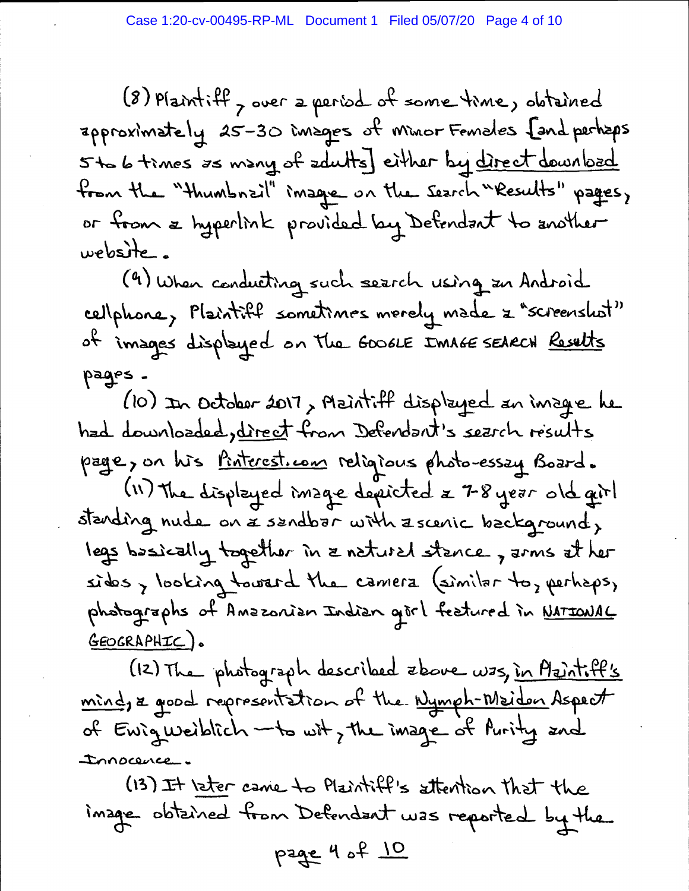(8) Plaintiff, over a period of some time, obtained approximately 25-30 images of Minor Females [and perhaps 5 to 6 times as many of adults] either by <u>direct download</u> from the "thumbnail" image on the Search "Results" pages, or from a hyperlink provided by Defendant to another website.

(9) When conducting such search using an Android cellphone, Plaintiff sometimes merely made a "screenshot" of images displayed on the GOOGLE IMAGE SEARCH <u>Results</u> pages.

(10) In October 2017, Plaintiff displayed an image he had downloaded, <u>direct</u> from Defendant's search results page, on his <u>Pinterest.com</u> religious photo-essay Board.

(11) The displayed image depicted a 7-8 year old girl standing nude on a sandbar with a scenic background, legs basically together in a natural stance, arms at her sides, looking toward the camera (similar to, perhaps, photographs of Amazonian Indian girl featured in <u>NATIONAL GEOGRAPHIC</u>).

(12) The photograph described above was, <u>in Plaintiff's mind</u>, a good representation of the <u>Nymph-Maiden</u> Aspect of Ewig Weiblich — to wit, the image of Purity and Innocence.

(13) It <u>later</u> came to Plaintiff's attention that the image obtained from Defendant was reported by the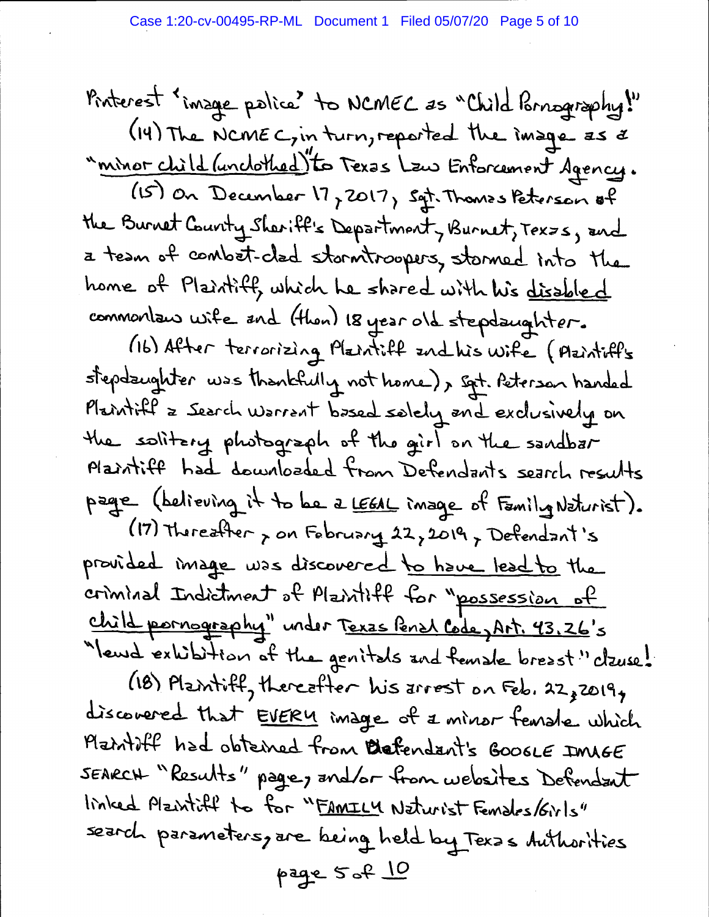Pinterest 'image police' to NCMEC as "Child Pornography!"

(14) The NCMEC, in turn, reported the image as a "minor child (unclothed)" to Texas Law Enforcement Agency.

(15) On December 17, 2017, Sgt. Thomas Peterson of the Burnet County Sheriff's Department, Burnet, Texas, and a team of combat-clad stormtroopers, stormed into the home of Plaintiff, which he shared with his disabled commonlaw wife and (then) 18 year old stepdaughter.

(16) After terrorizing Plaintiff and his wife (Plaintiff's stepdaughter was thankfully not home), Sgt. Peterson handed Plaintiff a Search Warrant based solely and exclusively on the solitary photograph of the girl on the sandbar Plaintiff had downloaded from Defendants search results page (believing it to be a LEGAL image of Family Naturist).

(17) Thereafter, on February 22, 2019, Defendant's provided image was discovered to have lead to the criminal Indictment of Plaintiff for "possession of child pornography" under Texas Penal Code, Art. 43.26's "lewd exhibition of the genitals and female breast" clause!

(18) Plaintiff, thereafter his arrest on Feb. 22, 2019, discovered that EVERY image of a minor female which Plaintiff had obtained from Defendant's GOOGLE IMAGE SEARCH "Results" page, and/or from websites Defendant linked Plaintiff to for "FAMILY Naturist Females/Girls" search parameters, are being held by Texas Authorities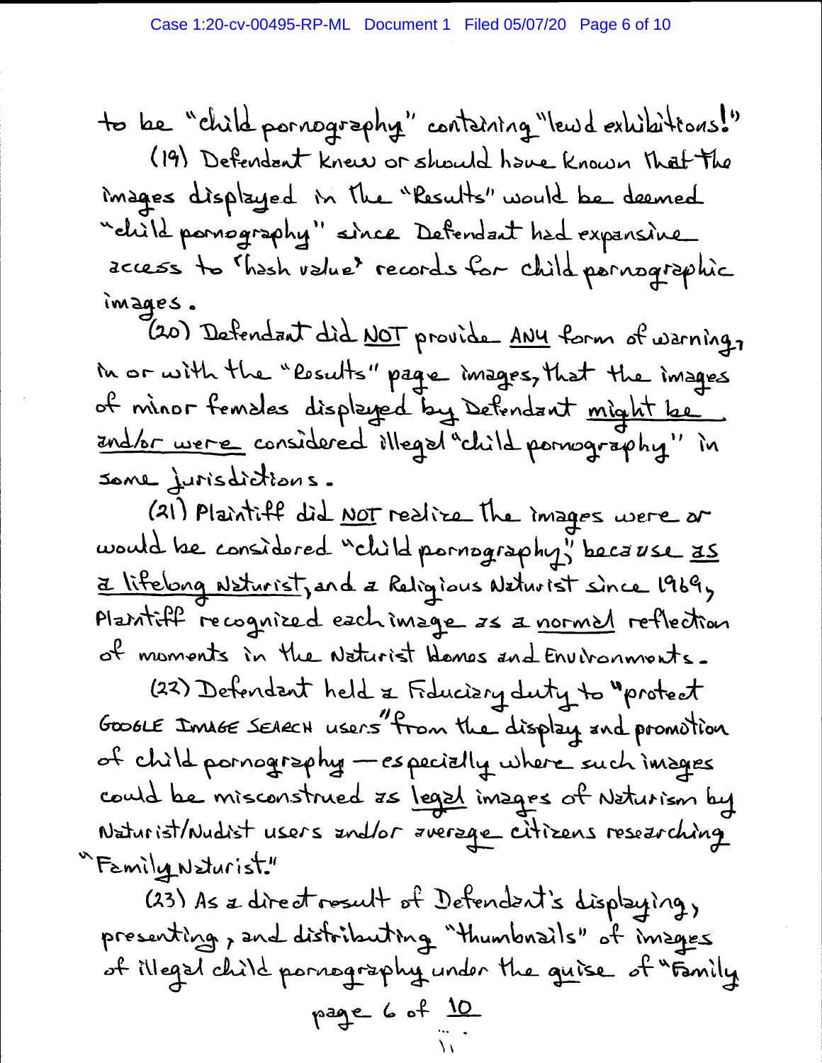to be "child pornography" containing "lewd exhibitions!"

(19) Defendant knew or should have known that the images displayed in the "Results" would be deemed "child pornography" since Defendant had expansive access to 'hash value' records for child pornographic images.

(20) Defendant did <u>NOT</u> provide <u>ANY</u> form of warning, in or with the "Results" page images, that the images of minor females displayed by Defendant <u>might be and/or were</u> considered illegal "child pornography" in some jurisdictions.

(21) Plaintiff did <u>NOT</u> realize the images were or would be considered "child pornography", because <u>as a lifelong Naturist</u>, and a Religious Naturist since 1969, Plaintiff recognized each image as a <u>normal</u> reflection of moments in the Naturist Homes and Environments.

(22) Defendant held a Fiduciary duty to "protect GOOGLE IMAGE SEARCH users" from the display and promotion of child pornography — especially where such images could be misconstrued as <u>legal</u> images of Naturism by Naturist/Nudist users and/or average citizens researching "Family Naturist."

(23) As a direct result of Defendant's displaying, presenting, and distributing "thumbnails" of images of illegal child pornography under the guise of "Family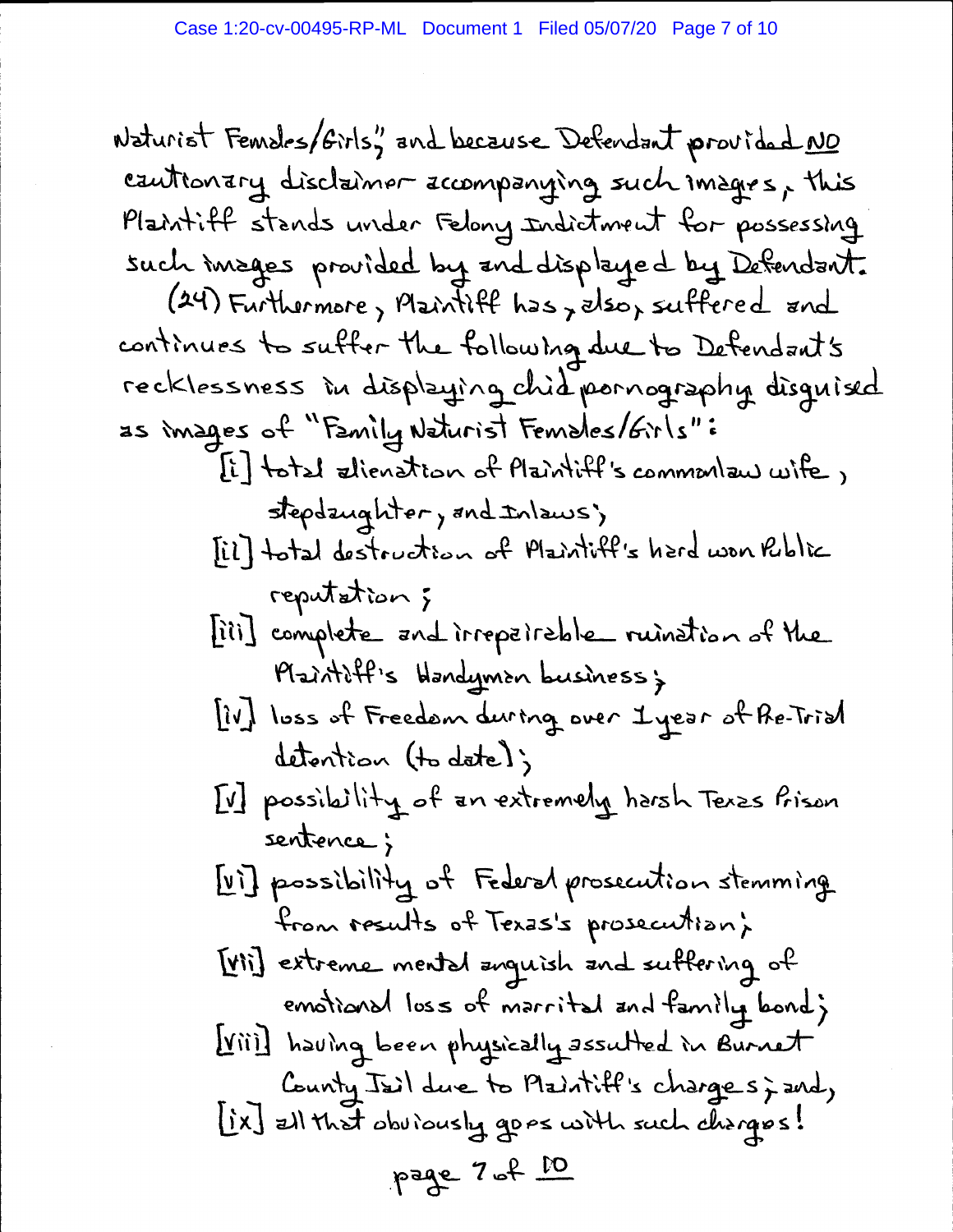Naturist Females/Girls;" and because Defendant provided NO cautionary disclaimer accompanying such images, this Plaintiff stands under Felony Indictment for possessing such images provided by and displayed by Defendant.

(24) Furthermore, Plaintiff has, also, suffered and continues to suffer the following due to Defendant's recklessness in displaying chid pornography disguised as images of "Family Naturist Females/Girls":

[i] total alienation of Plaintiff's commonlaw wife, stepdaughter, and Inlaws;

[ii] total destruction of Plaintiff's hard won Public reputation;

[iii] complete and irrepairable ruination of the Plaintiff's Handyman business;

[iv] loss of Freedom during over 1 year of Pre-Trial detention (to date);

[v] possibility of an extremely harsh Texas Prison sentence;

[vi] possibility of Federal prosecution stemming from results of Texas's prosecution;

[vii] extreme mental anguish and suffering of emotional loss of marrital and family bond;

[viii] having been physically assulted in Burnet County Jail due to Plaintiff's charges; and,

[ix] all that obviously goes with such charges!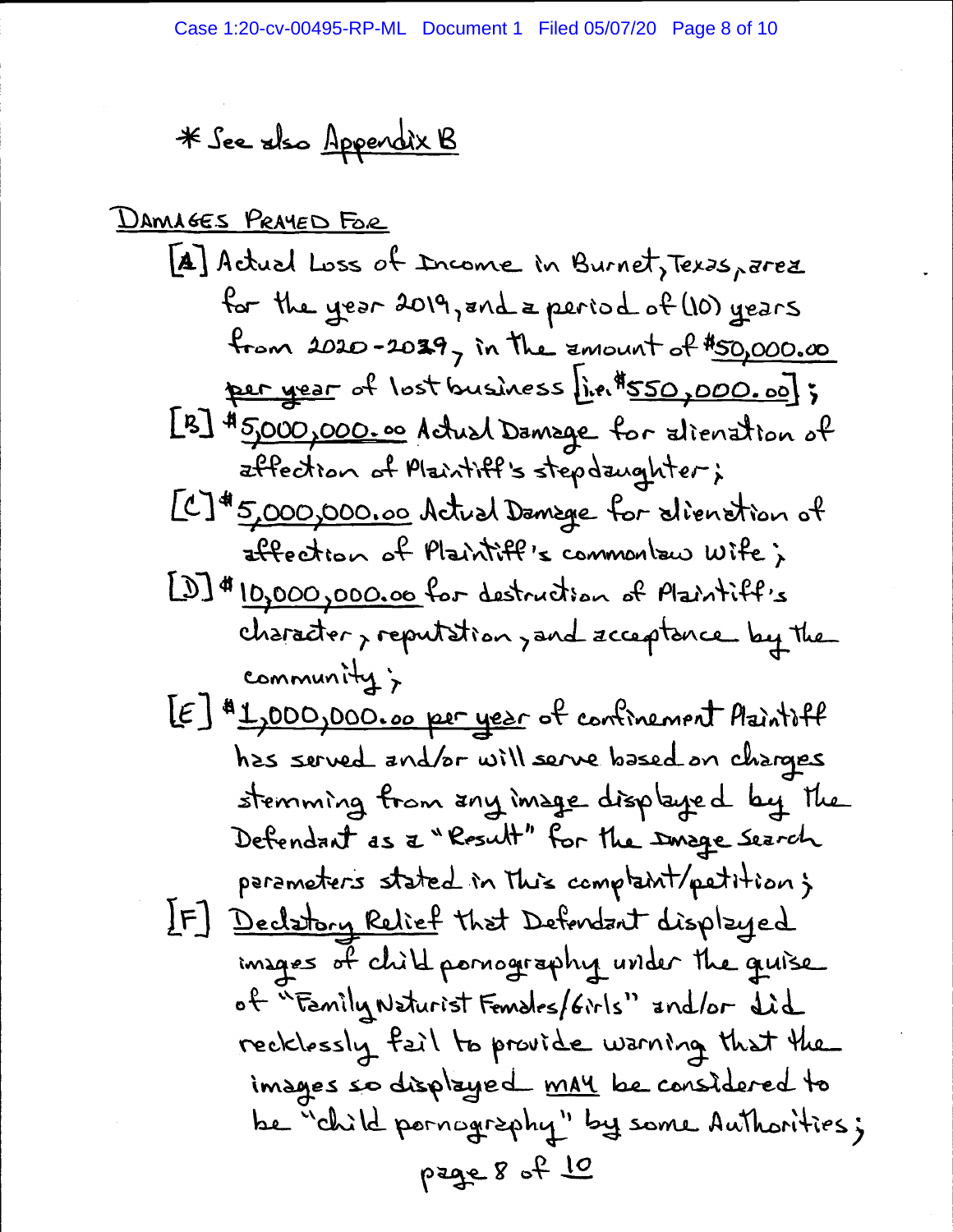* See also Appendix B

DAMAGES PRAYED FOR

[A] Actual Loss of Income in Burnet, Texas, area for the year 2019, and a period of (10) years from 2020-2029, in the amount of $50,000.00 per year of lost business [i.e. $550,000.00];

[B] $5,000,000.00 Actual Damage for alienation of affection of Plaintiff's stepdaughter;

[C] $5,000,000.00 Actual Damage for alienation of affection of Plaintiff's commonlaw wife;

[D] $10,000,000.00 for destruction of Plaintiff's character, reputation, and acceptance by the community;

[E] $1,000,000.00 per year of confinement Plaintiff has served and/or will serve based on charges stemming from any image displayed by the Defendant as a "Result" for the Image Search parameters stated in this complaint/petition;

[F] Declatory Relief that Defendant displayed images of child pornography under the guise of "Family Naturist Females/Girls" and/or did recklessly fail to provide warning that the images so displayed MAY be considered to be "child pornography" by some Authorities;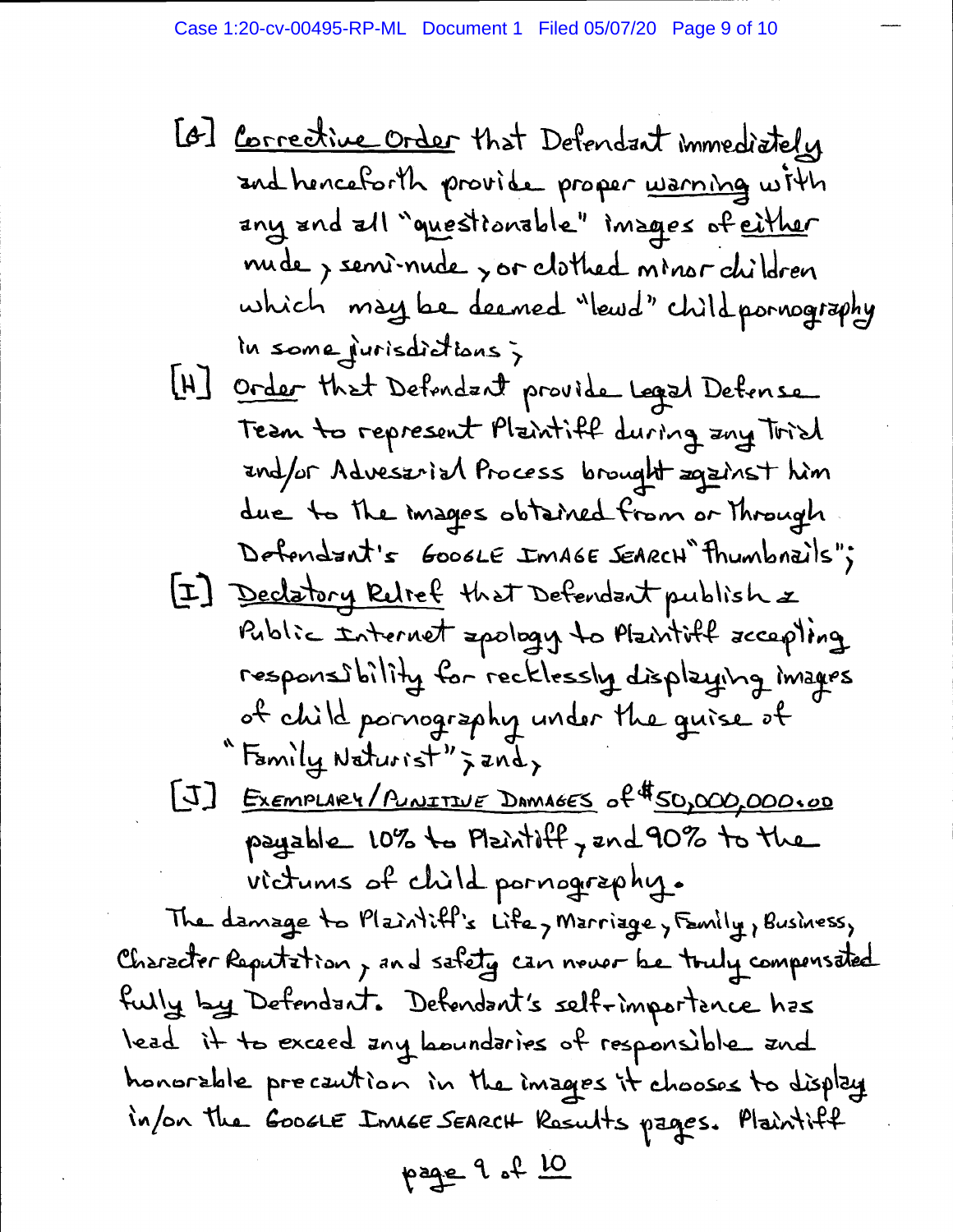[G] Corrective Order that Defendant immediately and henceforth provide proper warning with any and all "questionable" images of either nude, semi-nude, or clothed minor children which may be deemed "lewd" child pornography in some jurisdictions;

[H] Order that Defendant provide Legal Defense Team to represent Plaintiff during any Trial and/or Advesarial Process brought against him due to the images obtained from or Through Defendant's GOOGLE IMAGE SEARCH "thumbnails";

[I] Declatory Relief that Defendant publish a Public Internet apology to Plaintiff accepting responsibility for recklessly displaying images of child pornography under the guise of "Family Naturist"; and,

[J] EXEMPLARY/PUNITIVE DAMAGES of $50,000,000.00 payable 10% to Plaintiff, and 90% to the victums of child pornography.

The damage to Plaintiff's Life, Marriage, Family, Business, Character Reputation, and safety can never be truly compensated fully by Defendant. Defendant's selfimportance has lead it to exceed any boundaries of responsible and honorable precaution in the images it chooses to display in/on the GOOGLE IMAGE SEARCH Results pages. Plaintiff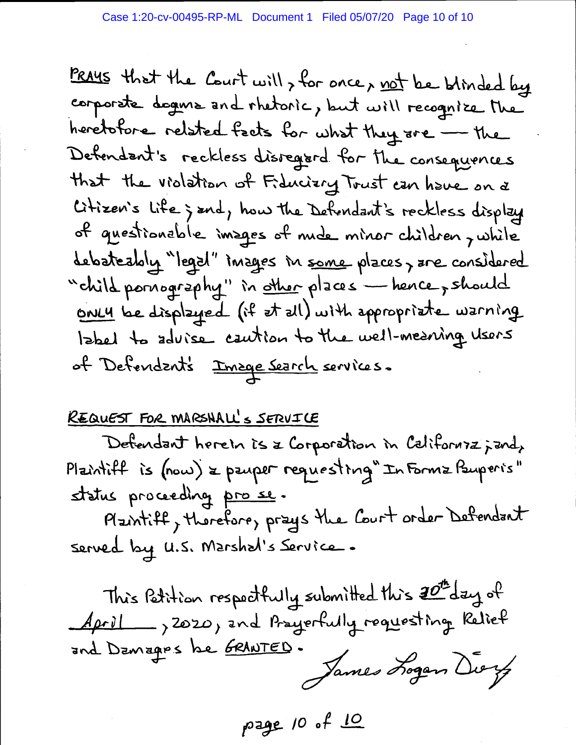PRAYS that the Court will, for once, not be blinded by corporate dogma and rhetoric, but will recognize the heretofore related facts for what they are — the Defendant's reckless disregard for the consequences that the violation of Fiduciary Trust can have on a Citizen's Life; and, how the Defendant's reckless display of questionable images of nude minor children, while debateably "legal" images in some places, are considered "child pornography" in other places — hence, should ONLY be displayed (if at all) with appropriate warning label to advise caution to the well-meaning Users of Defendant's Image Search services.

REQUEST FOR MARSHALL'S SERVICE

Defendant herein is a Corporation in California; and, Plaintiff is (now) a pauper requesting "In Forma Pauperis" status proceeding pro se.

Plaintiff, therefore, prays the Court order Defendant served by U.S. Marshal's Service.

This Petition respectfully submitted this 30th day of April, 2020, and Prayerfully requesting Relief and Damages be GRANTED.

James Logan Diez